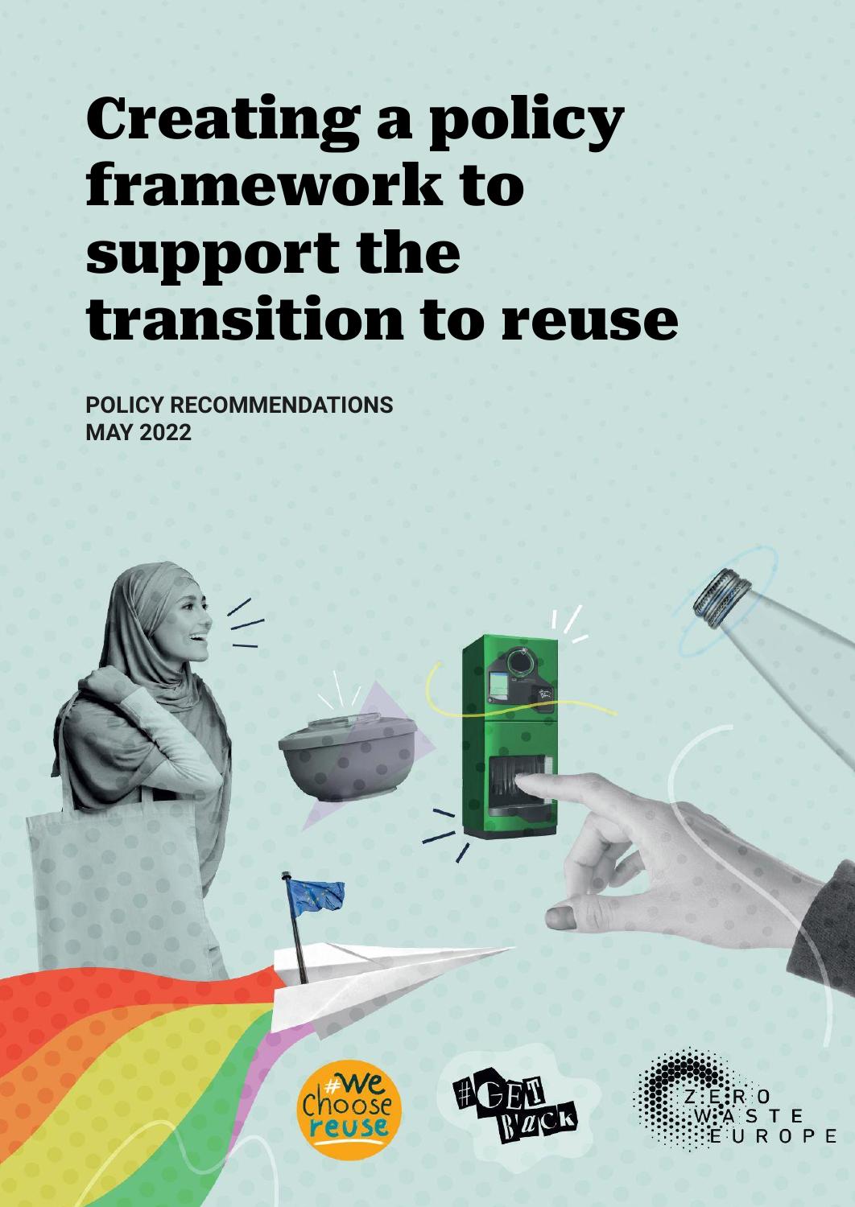# Creating a policy framework to support the transition to reuse

**POLICY RECOMMENDATIONS**
**MAY 2022**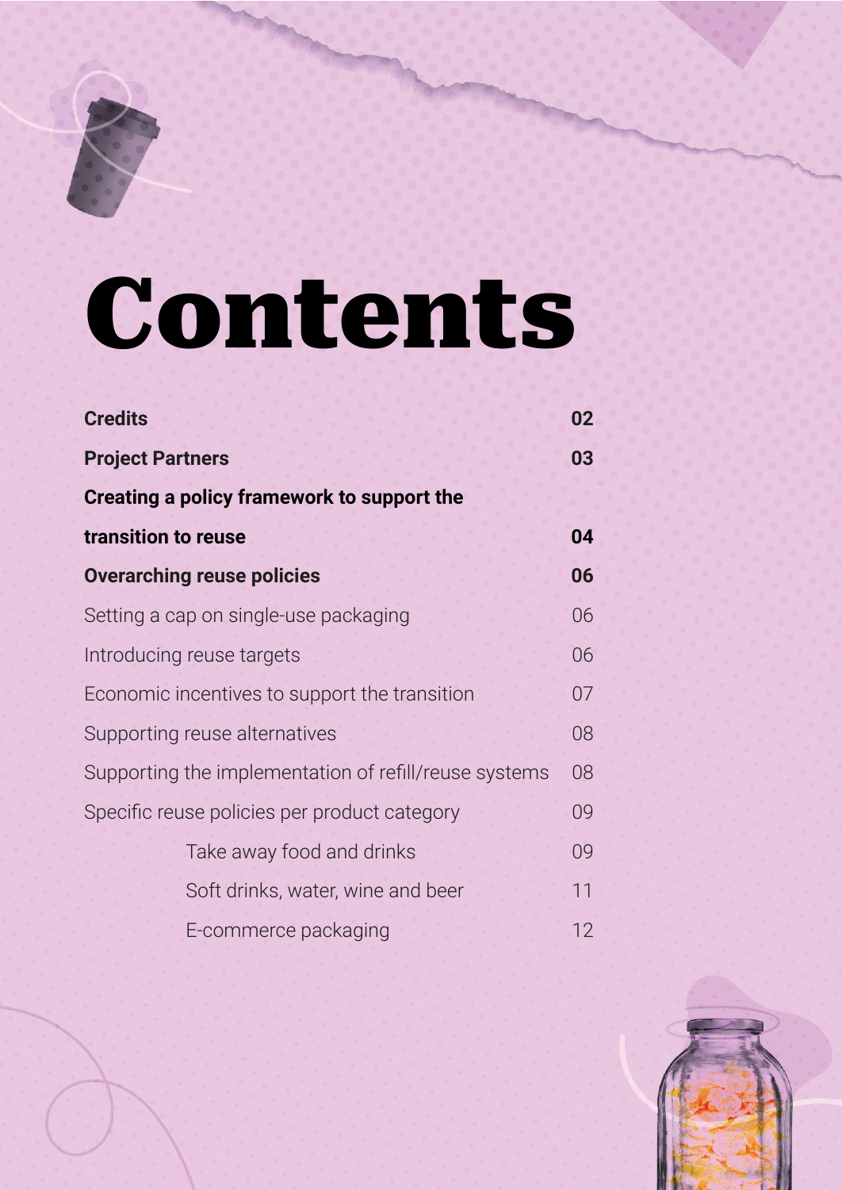# Contents

| | |
|---|---|
| **Credits** | **02** |
| **Project Partners** | **03** |
| **Creating a policy framework to support the transition to reuse** | **04** |
| **Overarching reuse policies** | **06** |
| Setting a cap on single-use packaging | 06 |
| Introducing reuse targets | 06 |
| Economic incentives to support the transition | 07 |
| Supporting reuse alternatives | 08 |
| Supporting the implementation of refill/reuse systems | 08 |
| Specific reuse policies per product category | 09 |
| Take away food and drinks | 09 |
| Soft drinks, water, wine and beer | 11 |
| E-commerce packaging | 12 |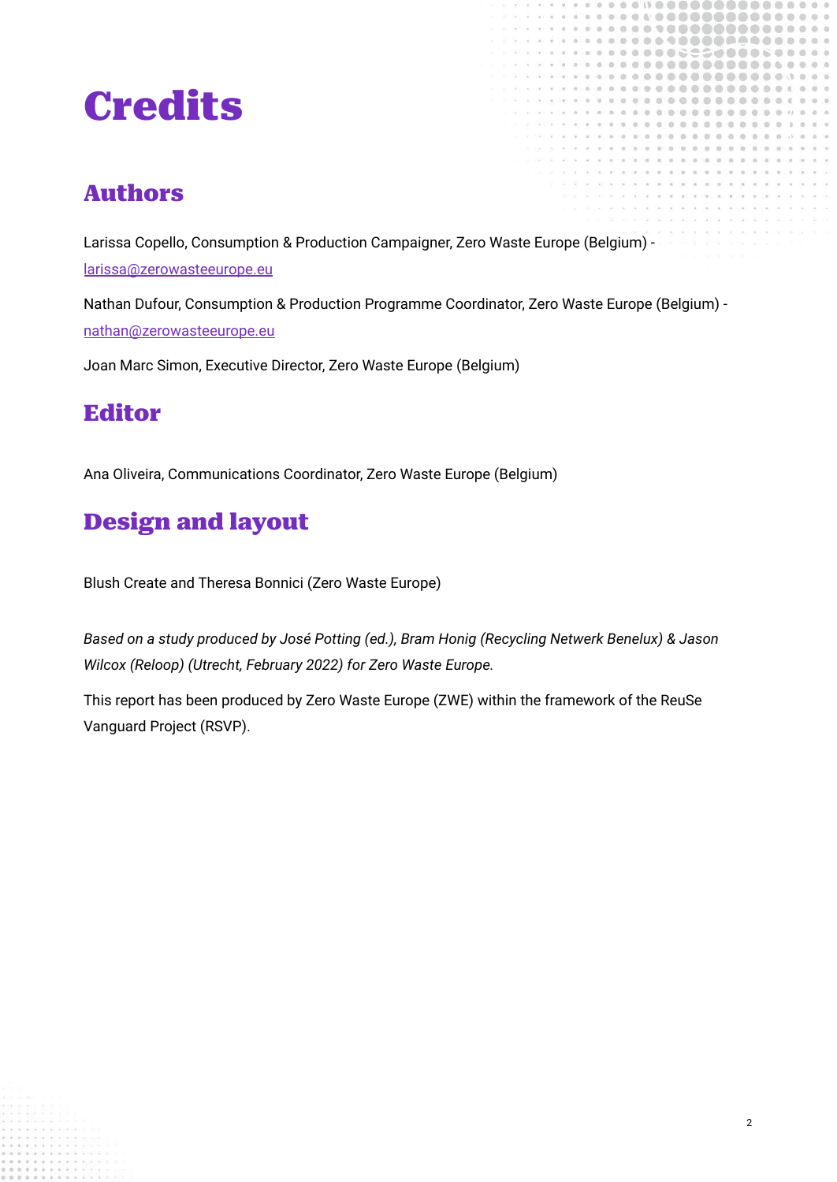# Credits

## Authors

Larissa Copello, Consumption & Production Campaigner, Zero Waste Europe (Belgium) - larissa@zerowasteeurope.eu

Nathan Dufour, Consumption & Production Programme Coordinator, Zero Waste Europe (Belgium) - nathan@zerowasteeurope.eu

Joan Marc Simon, Executive Director, Zero Waste Europe (Belgium)

## Editor

Ana Oliveira, Communications Coordinator, Zero Waste Europe (Belgium)

## Design and layout

Blush Create and Theresa Bonnici (Zero Waste Europe)

*Based on a study produced by José Potting (ed.), Bram Honig (Recycling Netwerk Benelux) & Jason Wilcox (Reloop) (Utrecht, February 2022) for Zero Waste Europe.*

This report has been produced by Zero Waste Europe (ZWE) within the framework of the ReuSe Vanguard Project (RSVP).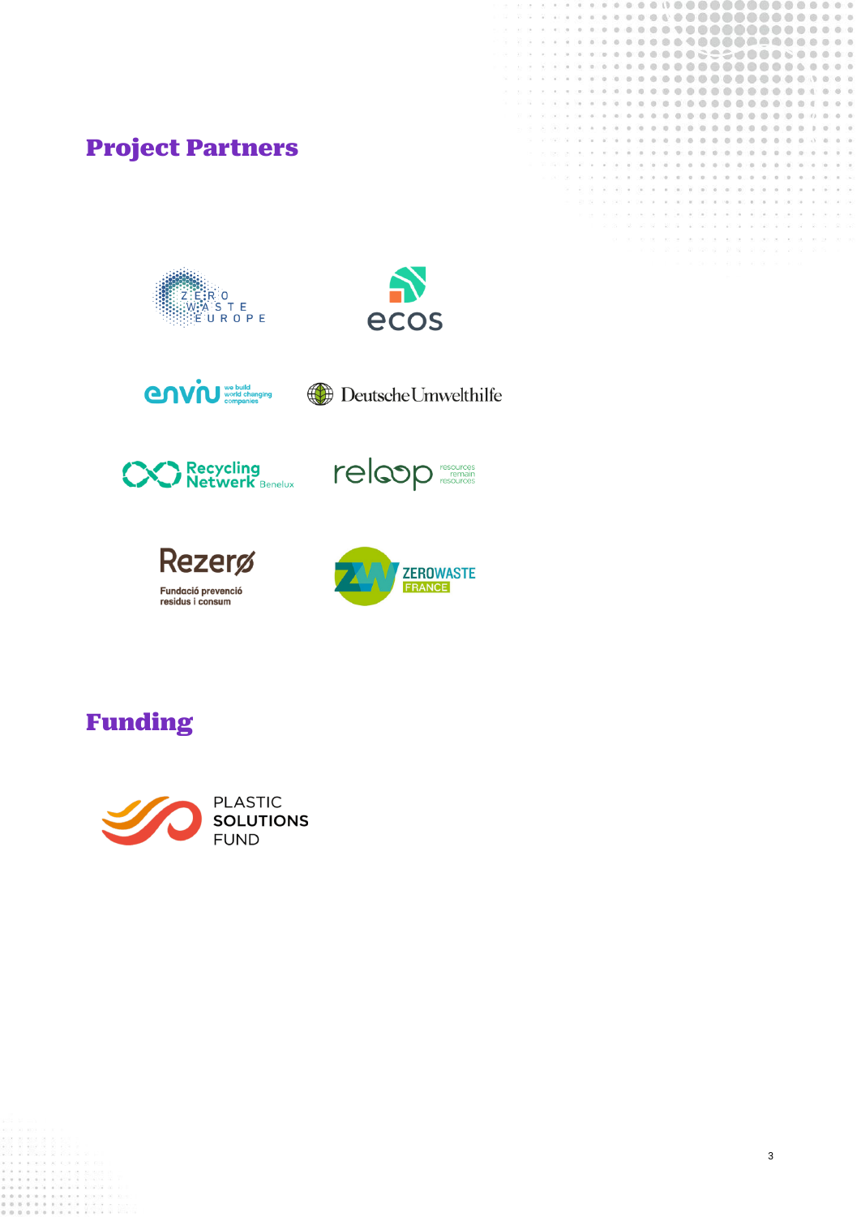## Project Partners

ZERO WASTE EUROPE

ecos

enviu we build world changing companies

Deutsche Umwelthilfe

Recycling Netwerk Benelux

reloop resources remain resources

Rezerø Fundació prevenció residus i consum

ZW ZEROWASTE FRANCE

## Funding

PLASTIC SOLUTIONS FUND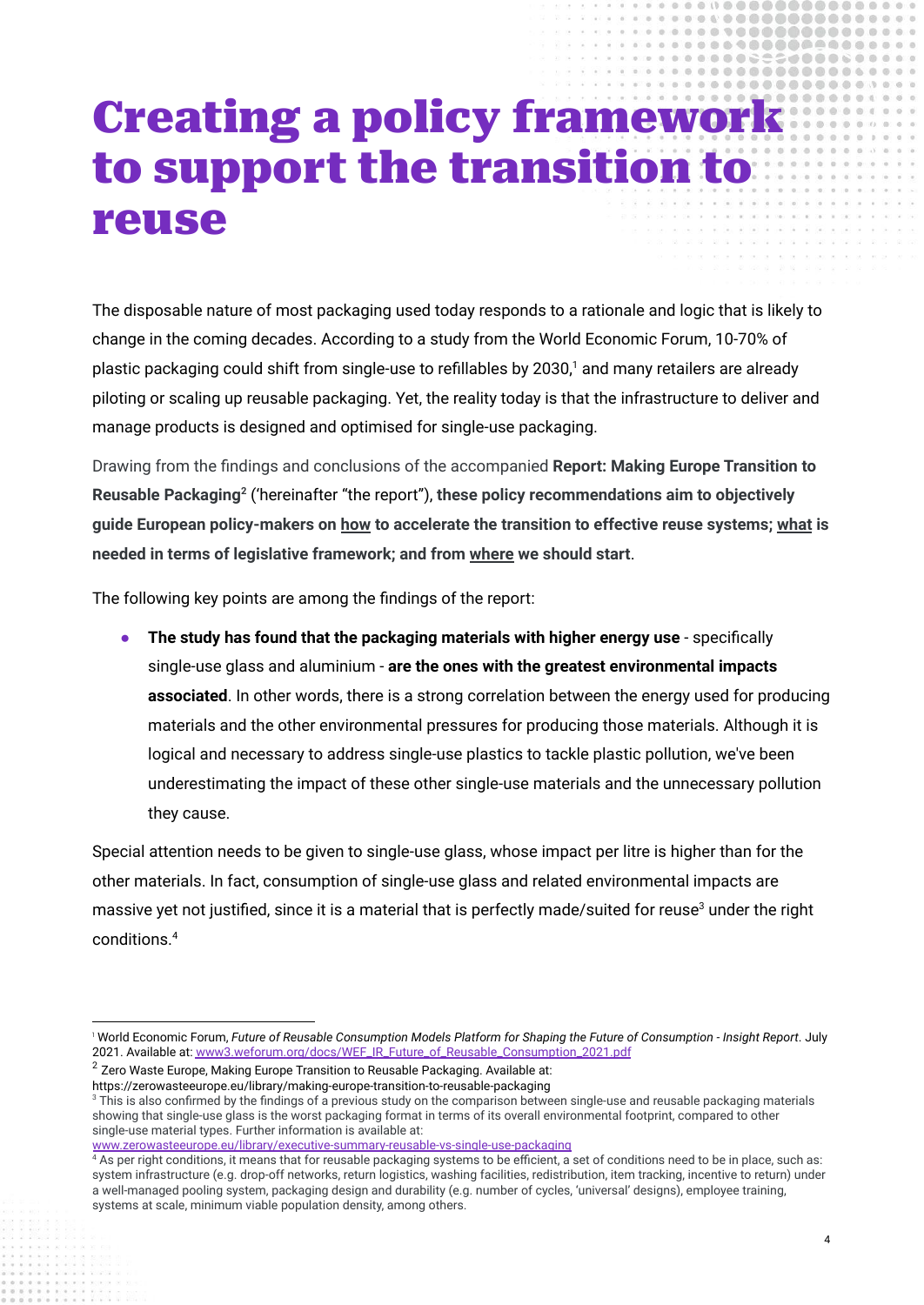# Creating a policy framework to support the transition to reuse

The disposable nature of most packaging used today responds to a rationale and logic that is likely to change in the coming decades. According to a study from the World Economic Forum, 10-70% of plastic packaging could shift from single-use to refillables by 2030,[1] and many retailers are already piloting or scaling up reusable packaging. Yet, the reality today is that the infrastructure to deliver and manage products is designed and optimised for single-use packaging.

Drawing from the findings and conclusions of the accompanied **Report: Making Europe Transition to Reusable Packaging**[2] ('hereinafter "the report"), **these policy recommendations aim to objectively guide European policy-makers on <u>how</u> to accelerate the transition to effective reuse systems; <u>what</u> is needed in terms of legislative framework; and from <u>where</u> we should start**.

The following key points are among the findings of the report:

- **The study has found that the packaging materials with higher energy use** - specifically single-use glass and aluminium - **are the ones with the greatest environmental impacts associated**. In other words, there is a strong correlation between the energy used for producing materials and the other environmental pressures for producing those materials. Although it is logical and necessary to address single-use plastics to tackle plastic pollution, we've been underestimating the impact of these other single-use materials and the unnecessary pollution they cause.

Special attention needs to be given to single-use glass, whose impact per litre is higher than for the other materials. In fact, consumption of single-use glass and related environmental impacts are massive yet not justified, since it is a material that is perfectly made/suited for reuse[3] under the right conditions.[4]

---

[1] World Economic Forum, *Future of Reusable Consumption Models Platform for Shaping the Future of Consumption - Insight Report*. July 2021. Available at: www3.weforum.org/docs/WEF_IR_Future_of_Reusable_Consumption_2021.pdf

[2] Zero Waste Europe, Making Europe Transition to Reusable Packaging. Available at: https://zerowasteeurope.eu/library/making-europe-transition-to-reusable-packaging

[3] This is also confirmed by the findings of a previous study on the comparison between single-use and reusable packaging materials showing that single-use glass is the worst packaging format in terms of its overall environmental footprint, compared to other single-use material types. Further information is available at: www.zerowasteeurope.eu/library/executive-summary-reusable-vs-single-use-packaging

[4] As per right conditions, it means that for reusable packaging systems to be efficient, a set of conditions need to be in place, such as: system infrastructure (e.g. drop-off networks, return logistics, washing facilities, redistribution, item tracking, incentive to return) under a well-managed pooling system, packaging design and durability (e.g. number of cycles, 'universal' designs), employee training, systems at scale, minimum viable population density, among others.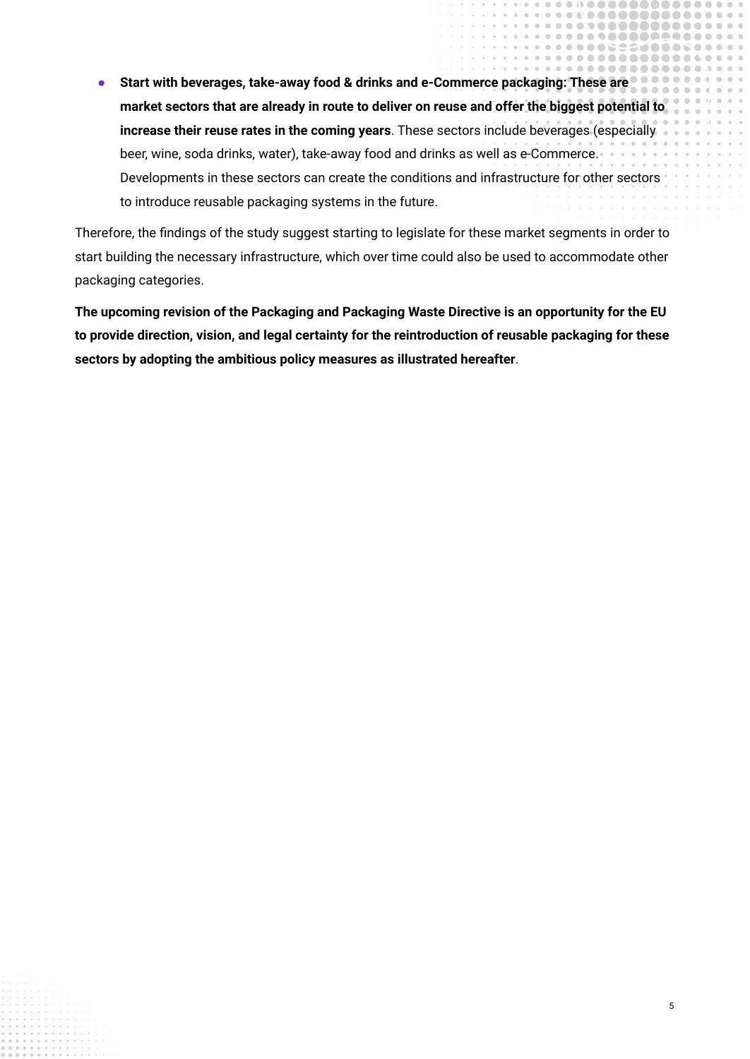- **Start with beverages, take-away food & drinks and e-Commerce packaging: These are market sectors that are already in route to deliver on reuse and offer the biggest potential to increase their reuse rates in the coming years**. These sectors include beverages (especially beer, wine, soda drinks, water), take-away food and drinks as well as e-Commerce. Developments in these sectors can create the conditions and infrastructure for other sectors to introduce reusable packaging systems in the future.

Therefore, the findings of the study suggest starting to legislate for these market segments in order to start building the necessary infrastructure, which over time could also be used to accommodate other packaging categories.

**The upcoming revision of the Packaging and Packaging Waste Directive is an opportunity for the EU to provide direction, vision, and legal certainty for the reintroduction of reusable packaging for these sectors by adopting the ambitious policy measures as illustrated hereafter**.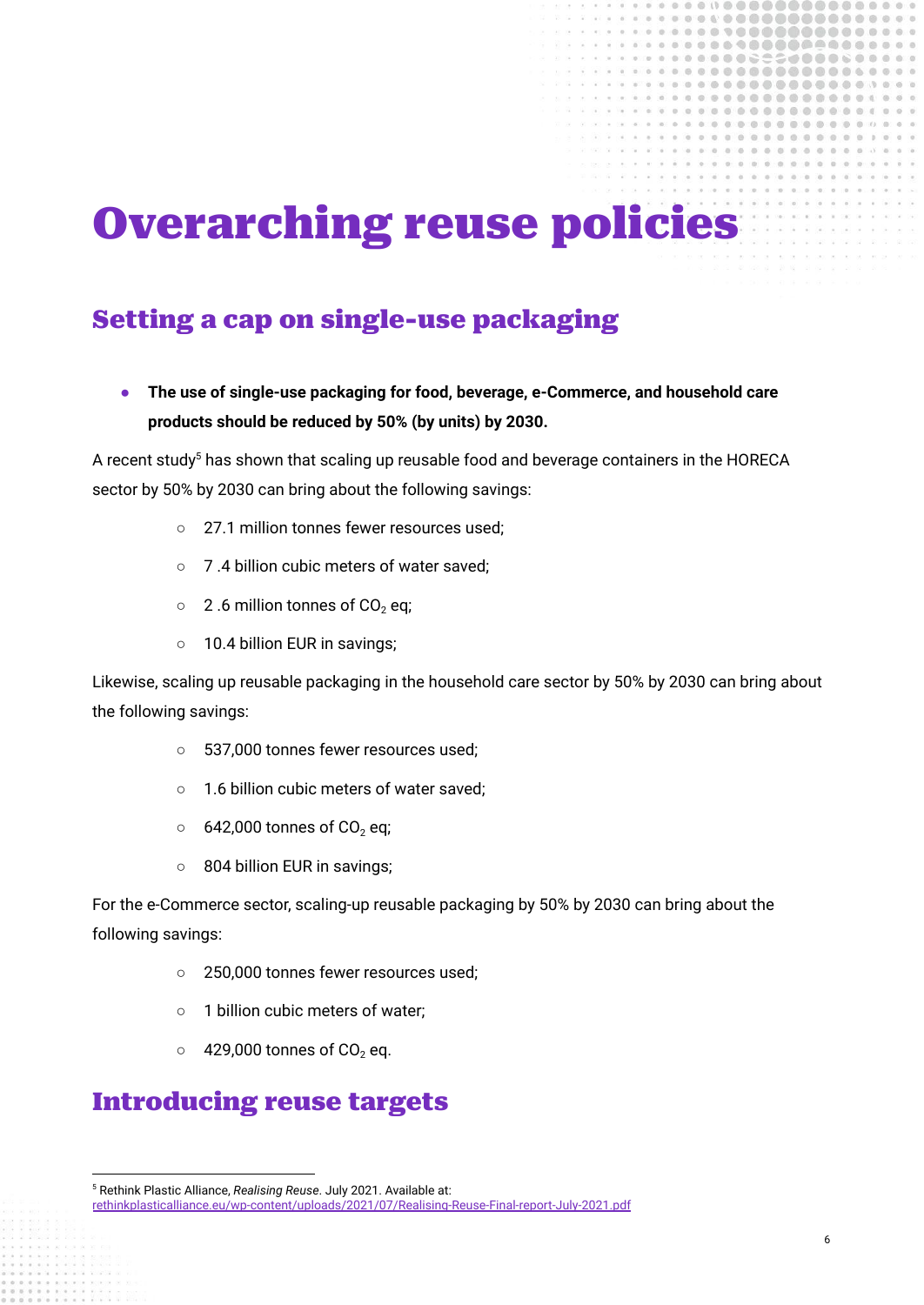# Overarching reuse policies

## Setting a cap on single-use packaging

- **The use of single-use packaging for food, beverage, e-Commerce, and household care products should be reduced by 50% (by units) by 2030.**

A recent study[5] has shown that scaling up reusable food and beverage containers in the HORECA sector by 50% by 2030 can bring about the following savings:

- 27.1 million tonnes fewer resources used;
- 7 .4 billion cubic meters of water saved;
- 2 .6 million tonnes of $CO_2$ eq;
- 10.4 billion EUR in savings;

Likewise, scaling up reusable packaging in the household care sector by 50% by 2030 can bring about the following savings:

- 537,000 tonnes fewer resources used;
- 1.6 billion cubic meters of water saved;
- 642,000 tonnes of $CO_2$ eq;
- 804 billion EUR in savings;

For the e-Commerce sector, scaling-up reusable packaging by 50% by 2030 can bring about the following savings:

- 250,000 tonnes fewer resources used;
- 1 billion cubic meters of water;
- 429,000 tonnes of $CO_2$ eq.

## Introducing reuse targets

[5] Rethink Plastic Alliance, *Realising Reuse*. July 2021. Available at: rethinkplasticalliance.eu/wp-content/uploads/2021/07/Realising-Reuse-Final-report-July-2021.pdf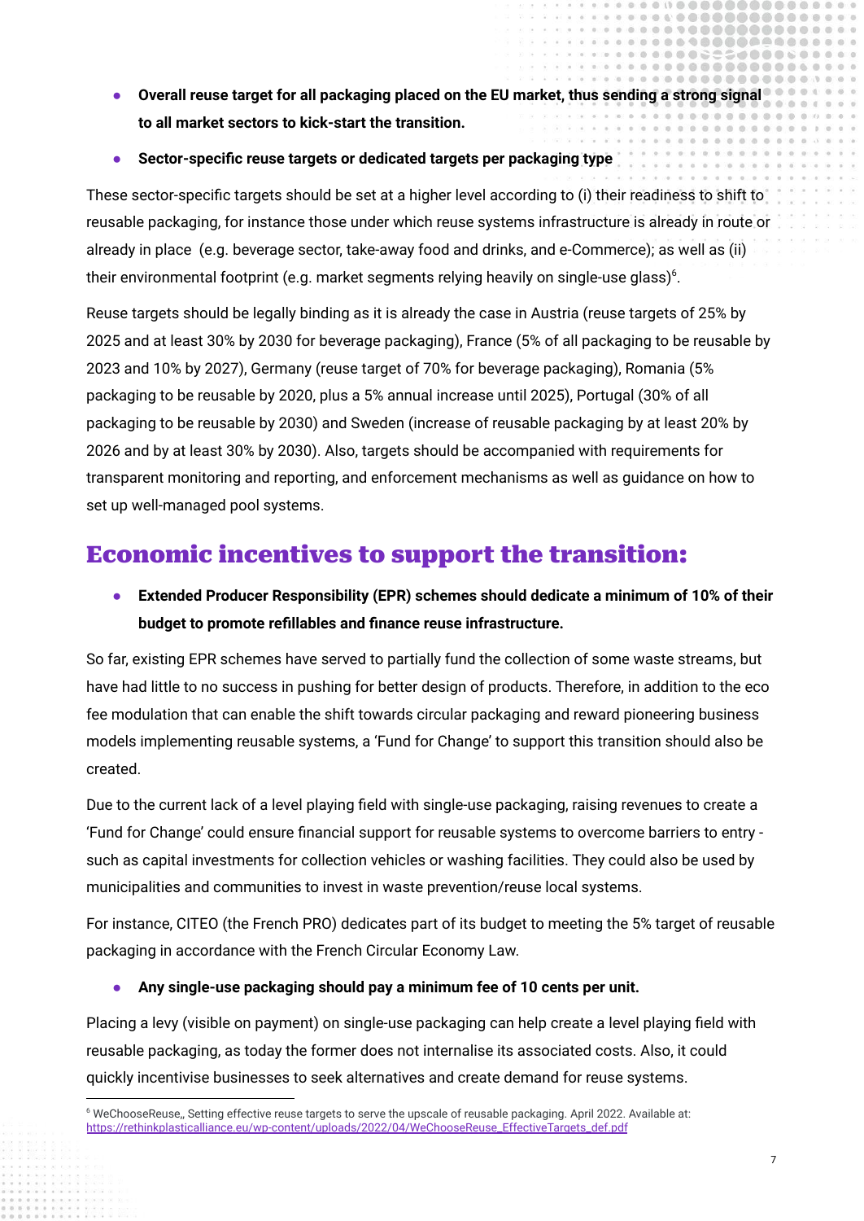- **Overall reuse target for all packaging placed on the EU market, thus sending a strong signal to all market sectors to kick-start the transition.**
- **Sector-specific reuse targets or dedicated targets per packaging type**

These sector-specific targets should be set at a higher level according to (i) their readiness to shift to reusable packaging, for instance those under which reuse systems infrastructure is already in route or already in place (e.g. beverage sector, take-away food and drinks, and e-Commerce); as well as (ii) their environmental footprint (e.g. market segments relying heavily on single-use glass)[6].

Reuse targets should be legally binding as it is already the case in Austria (reuse targets of 25% by 2025 and at least 30% by 2030 for beverage packaging), France (5% of all packaging to be reusable by 2023 and 10% by 2027), Germany (reuse target of 70% for beverage packaging), Romania (5% packaging to be reusable by 2020, plus a 5% annual increase until 2025), Portugal (30% of all packaging to be reusable by 2030) and Sweden (increase of reusable packaging by at least 20% by 2026 and by at least 30% by 2030). Also, targets should be accompanied with requirements for transparent monitoring and reporting, and enforcement mechanisms as well as guidance on how to set up well-managed pool systems.

## Economic incentives to support the transition:

- **Extended Producer Responsibility (EPR) schemes should dedicate a minimum of 10% of their budget to promote refillables and finance reuse infrastructure.**

So far, existing EPR schemes have served to partially fund the collection of some waste streams, but have had little to no success in pushing for better design of products. Therefore, in addition to the eco fee modulation that can enable the shift towards circular packaging and reward pioneering business models implementing reusable systems, a 'Fund for Change' to support this transition should also be created.

Due to the current lack of a level playing field with single-use packaging, raising revenues to create a 'Fund for Change' could ensure financial support for reusable systems to overcome barriers to entry - such as capital investments for collection vehicles or washing facilities. They could also be used by municipalities and communities to invest in waste prevention/reuse local systems.

For instance, CITEO (the French PRO) dedicates part of its budget to meeting the 5% target of reusable packaging in accordance with the French Circular Economy Law.

- **Any single-use packaging should pay a minimum fee of 10 cents per unit.**

Placing a levy (visible on payment) on single-use packaging can help create a level playing field with reusable packaging, as today the former does not internalise its associated costs. Also, it could quickly incentivise businesses to seek alternatives and create demand for reuse systems.

---

[6] WeChooseReuse,, Setting effective reuse targets to serve the upscale of reusable packaging. April 2022. Available at: https://rethinkplasticalliance.eu/wp-content/uploads/2022/04/WeChooseReuse_EffectiveTargets_def.pdf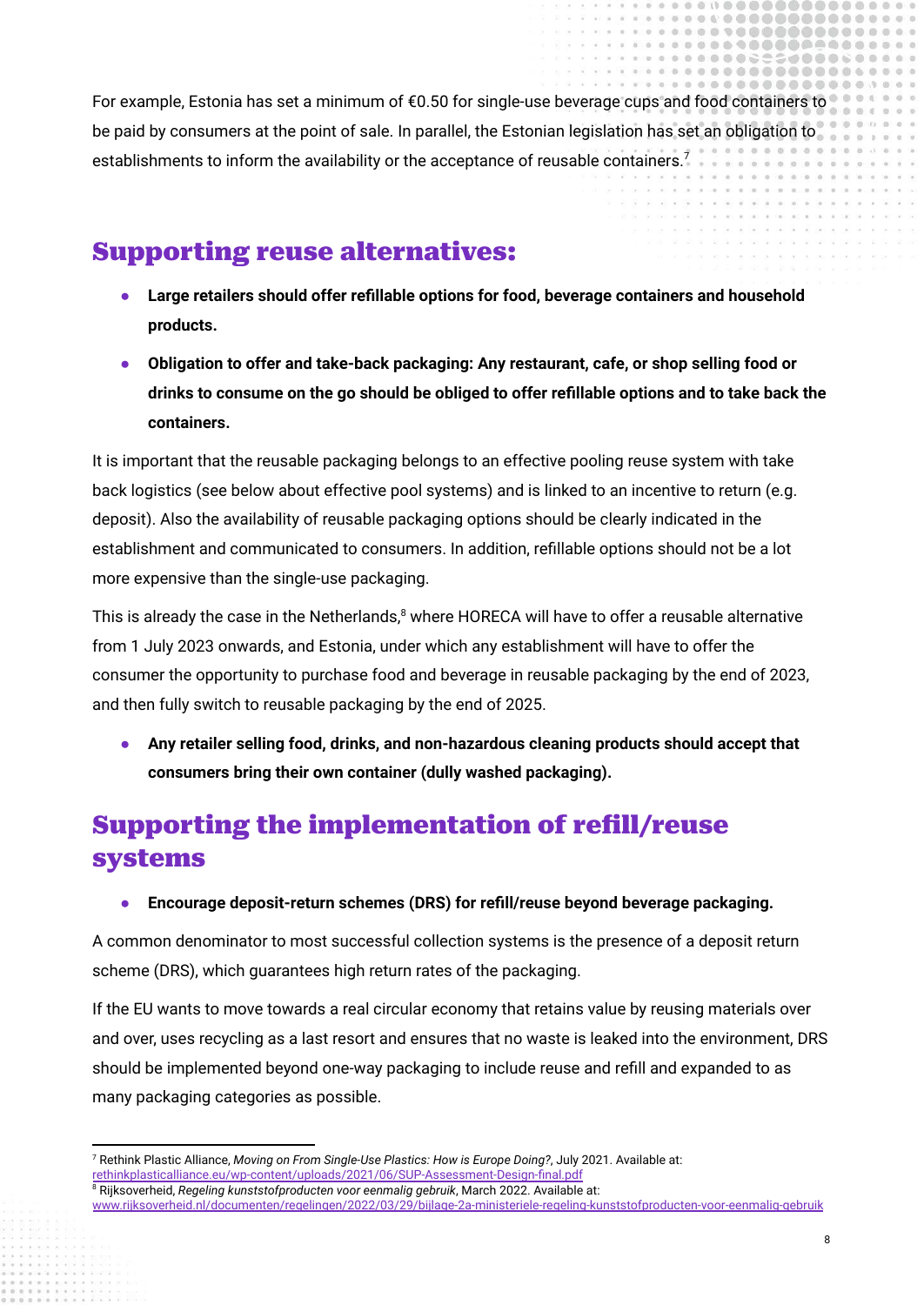For example, Estonia has set a minimum of €0.50 for single-use beverage cups and food containers to be paid by consumers at the point of sale. In parallel, the Estonian legislation has set an obligation to establishments to inform the availability or the acceptance of reusable containers.[7]

## Supporting reuse alternatives:

- **Large retailers should offer refillable options for food, beverage containers and household products.**
- **Obligation to offer and take-back packaging: Any restaurant, cafe, or shop selling food or drinks to consume on the go should be obliged to offer refillable options and to take back the containers.**

It is important that the reusable packaging belongs to an effective pooling reuse system with take back logistics (see below about effective pool systems) and is linked to an incentive to return (e.g. deposit). Also the availability of reusable packaging options should be clearly indicated in the establishment and communicated to consumers. In addition, refillable options should not be a lot more expensive than the single-use packaging.

This is already the case in the Netherlands,[8] where HORECA will have to offer a reusable alternative from 1 July 2023 onwards, and Estonia, under which any establishment will have to offer the consumer the opportunity to purchase food and beverage in reusable packaging by the end of 2023, and then fully switch to reusable packaging by the end of 2025.

- **Any retailer selling food, drinks, and non-hazardous cleaning products should accept that consumers bring their own container (dully washed packaging).**

## Supporting the implementation of refill/reuse systems

- **Encourage deposit-return schemes (DRS) for refill/reuse beyond beverage packaging.**

A common denominator to most successful collection systems is the presence of a deposit return scheme (DRS), which guarantees high return rates of the packaging.

If the EU wants to move towards a real circular economy that retains value by reusing materials over and over, uses recycling as a last resort and ensures that no waste is leaked into the environment, DRS should be implemented beyond one-way packaging to include reuse and refill and expanded to as many packaging categories as possible.

---

[7] Rethink Plastic Alliance, *Moving on From Single-Use Plastics: How is Europe Doing?*, July 2021. Available at: rethinkplasticalliance.eu/wp-content/uploads/2021/06/SUP-Assessment-Design-final.pdf

[8] Rijksoverheid, *Regeling kunststofproducten voor eenmalig gebruik*, March 2022. Available at: www.rijksoverheid.nl/documenten/regelingen/2022/03/29/bijlage-2a-ministeriele-regeling-kunststofproducten-voor-eenmalig-gebruik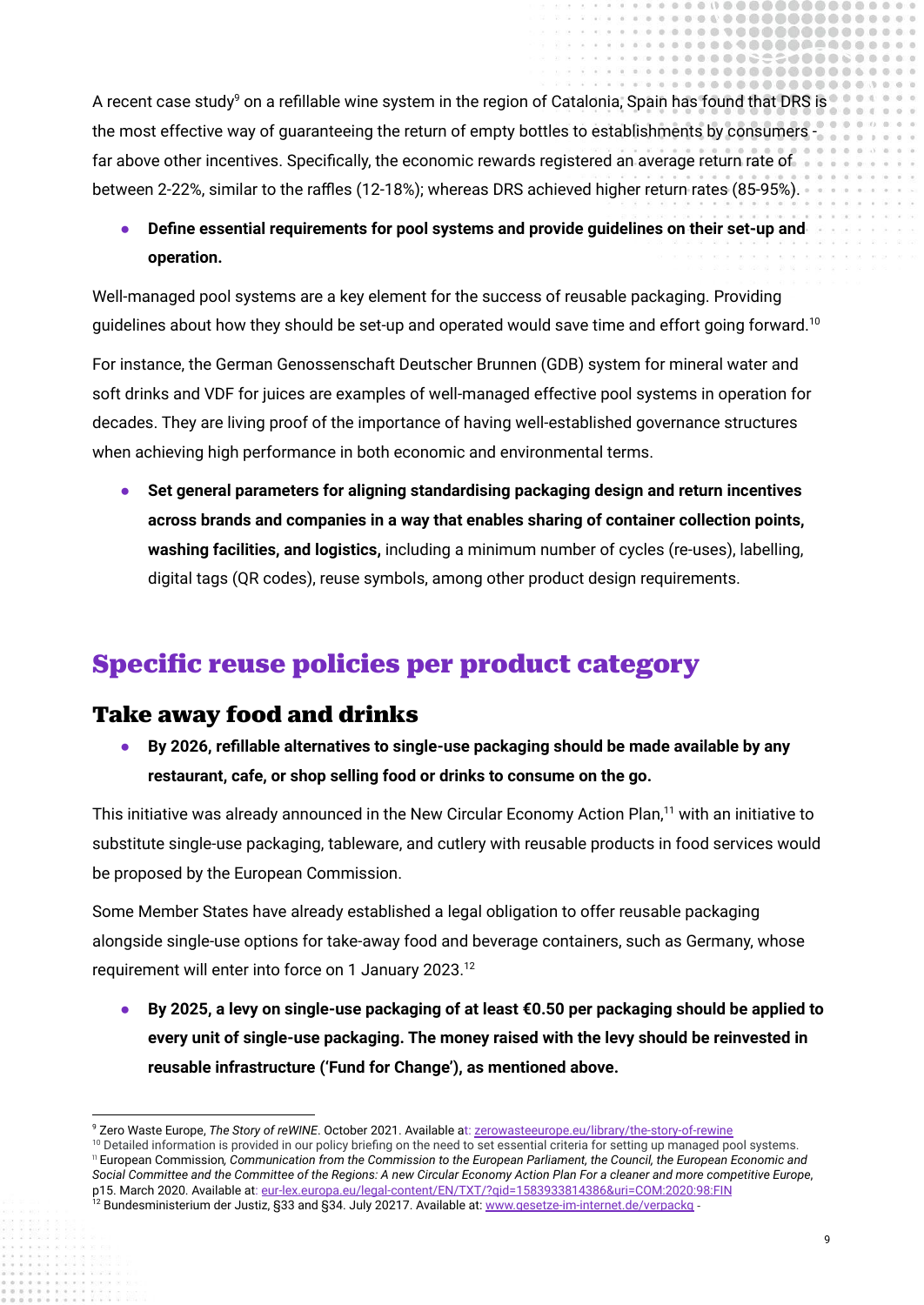A recent case study[9] on a refillable wine system in the region of Catalonia, Spain has found that DRS is the most effective way of guaranteeing the return of empty bottles to establishments by consumers - far above other incentives. Specifically, the economic rewards registered an average return rate of between 2-22%, similar to the raffles (12-18%); whereas DRS achieved higher return rates (85-95%).

- **Define essential requirements for pool systems and provide guidelines on their set-up and operation.**

Well-managed pool systems are a key element for the success of reusable packaging. Providing guidelines about how they should be set-up and operated would save time and effort going forward.[10]

For instance, the German Genossenschaft Deutscher Brunnen (GDB) system for mineral water and soft drinks and VDF for juices are examples of well-managed effective pool systems in operation for decades. They are living proof of the importance of having well-established governance structures when achieving high performance in both economic and environmental terms.

- **Set general parameters for aligning standardising packaging design and return incentives across brands and companies in a way that enables sharing of container collection points, washing facilities, and logistics,** including a minimum number of cycles (re-uses), labelling, digital tags (QR codes), reuse symbols, among other product design requirements.

## Specific reuse policies per product category

### Take away food and drinks

- **By 2026, refillable alternatives to single-use packaging should be made available by any restaurant, cafe, or shop selling food or drinks to consume on the go.**

This initiative was already announced in the New Circular Economy Action Plan,[11] with an initiative to substitute single-use packaging, tableware, and cutlery with reusable products in food services would be proposed by the European Commission.

Some Member States have already established a legal obligation to offer reusable packaging alongside single-use options for take-away food and beverage containers, such as Germany, whose requirement will enter into force on 1 January 2023.[12]

- **By 2025, a levy on single-use packaging of at least €0.50 per packaging should be applied to every unit of single-use packaging. The money raised with the levy should be reinvested in reusable infrastructure ('Fund for Change'), as mentioned above.**

---

[9] Zero Waste Europe, *The Story of reWINE*. October 2021. Available at: zerowasteeurope.eu/library/the-story-of-rewine

[10] Detailed information is provided in our policy briefing on the need to set essential criteria for setting up managed pool systems.

[11] European Commission, *Communication from the Commission to the European Parliament, the Council, the European Economic and Social Committee and the Committee of the Regions: A new Circular Economy Action Plan For a cleaner and more competitive Europe*, p15. March 2020. Available at: eur-lex.europa.eu/legal-content/EN/TXT/?qid=1583933814386&uri=COM:2020:98:FIN

[12] Bundesministerium der Justiz, §33 and §34. July 20217. Available at: www.gesetze-im-internet.de/verpackg -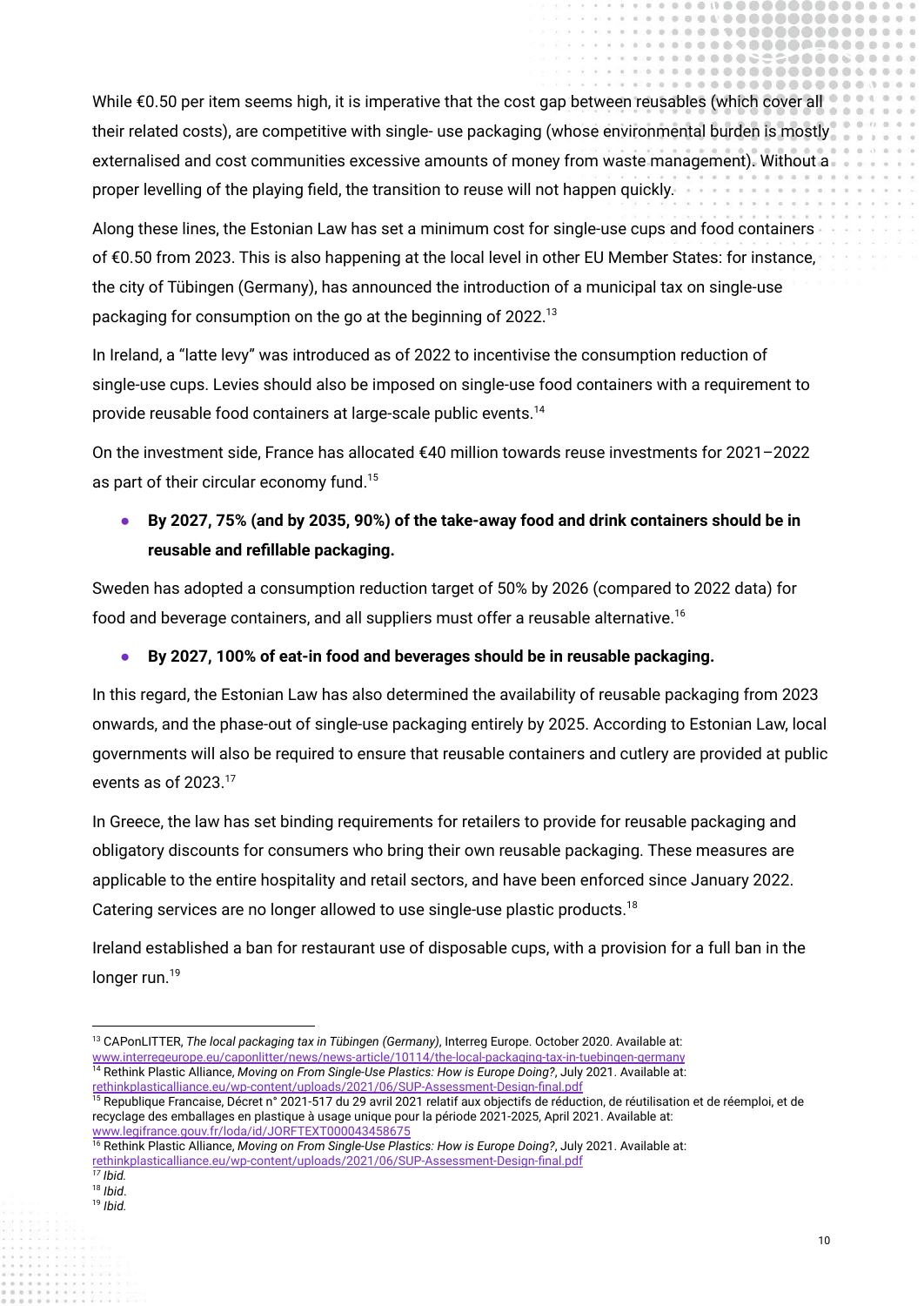While €0.50 per item seems high, it is imperative that the cost gap between reusables (which cover all their related costs), are competitive with single- use packaging (whose environmental burden is mostly externalised and cost communities excessive amounts of money from waste management). Without a proper levelling of the playing field, the transition to reuse will not happen quickly.

Along these lines, the Estonian Law has set a minimum cost for single-use cups and food containers of €0.50 from 2023. This is also happening at the local level in other EU Member States: for instance, the city of Tübingen (Germany), has announced the introduction of a municipal tax on single-use packaging for consumption on the go at the beginning of 2022.[13]

In Ireland, a "latte levy" was introduced as of 2022 to incentivise the consumption reduction of single-use cups. Levies should also be imposed on single-use food containers with a requirement to provide reusable food containers at large-scale public events.[14]

On the investment side, France has allocated €40 million towards reuse investments for 2021–2022 as part of their circular economy fund.[15]

- **By 2027, 75% (and by 2035, 90%) of the take-away food and drink containers should be in reusable and refillable packaging.**

Sweden has adopted a consumption reduction target of 50% by 2026 (compared to 2022 data) for food and beverage containers, and all suppliers must offer a reusable alternative.[16]

- **By 2027, 100% of eat-in food and beverages should be in reusable packaging.**

In this regard, the Estonian Law has also determined the availability of reusable packaging from 2023 onwards, and the phase-out of single-use packaging entirely by 2025. According to Estonian Law, local governments will also be required to ensure that reusable containers and cutlery are provided at public events as of 2023.[17]

In Greece, the law has set binding requirements for retailers to provide for reusable packaging and obligatory discounts for consumers who bring their own reusable packaging. These measures are applicable to the entire hospitality and retail sectors, and have been enforced since January 2022. Catering services are no longer allowed to use single-use plastic products.[18]

Ireland established a ban for restaurant use of disposable cups, with a provision for a full ban in the longer run.[19]

---

[13] CAPonLITTER, *The local packaging tax in Tübingen (Germany)*, Interreg Europe. October 2020. Available at: www.interregeurope.eu/caponlitter/news/news-article/10114/the-local-packaging-tax-in-tuebingen-germany

[14] Rethink Plastic Alliance, *Moving on From Single-Use Plastics: How is Europe Doing?*, July 2021. Available at: rethinkplasticalliance.eu/wp-content/uploads/2021/06/SUP-Assessment-Design-final.pdf

[15] Republique Francaise, Décret n° 2021-517 du 29 avril 2021 relatif aux objectifs de réduction, de réutilisation et de réemploi, et de recyclage des emballages en plastique à usage unique pour la période 2021-2025, April 2021. Available at: www.legifrance.gouv.fr/loda/id/JORFTEXT000043458675

[16] Rethink Plastic Alliance, *Moving on From Single-Use Plastics: How is Europe Doing?*, July 2021. Available at: rethinkplasticalliance.eu/wp-content/uploads/2021/06/SUP-Assessment-Design-final.pdf

[17] *Ibid.*

[18] *Ibid.*

[19] *Ibid.*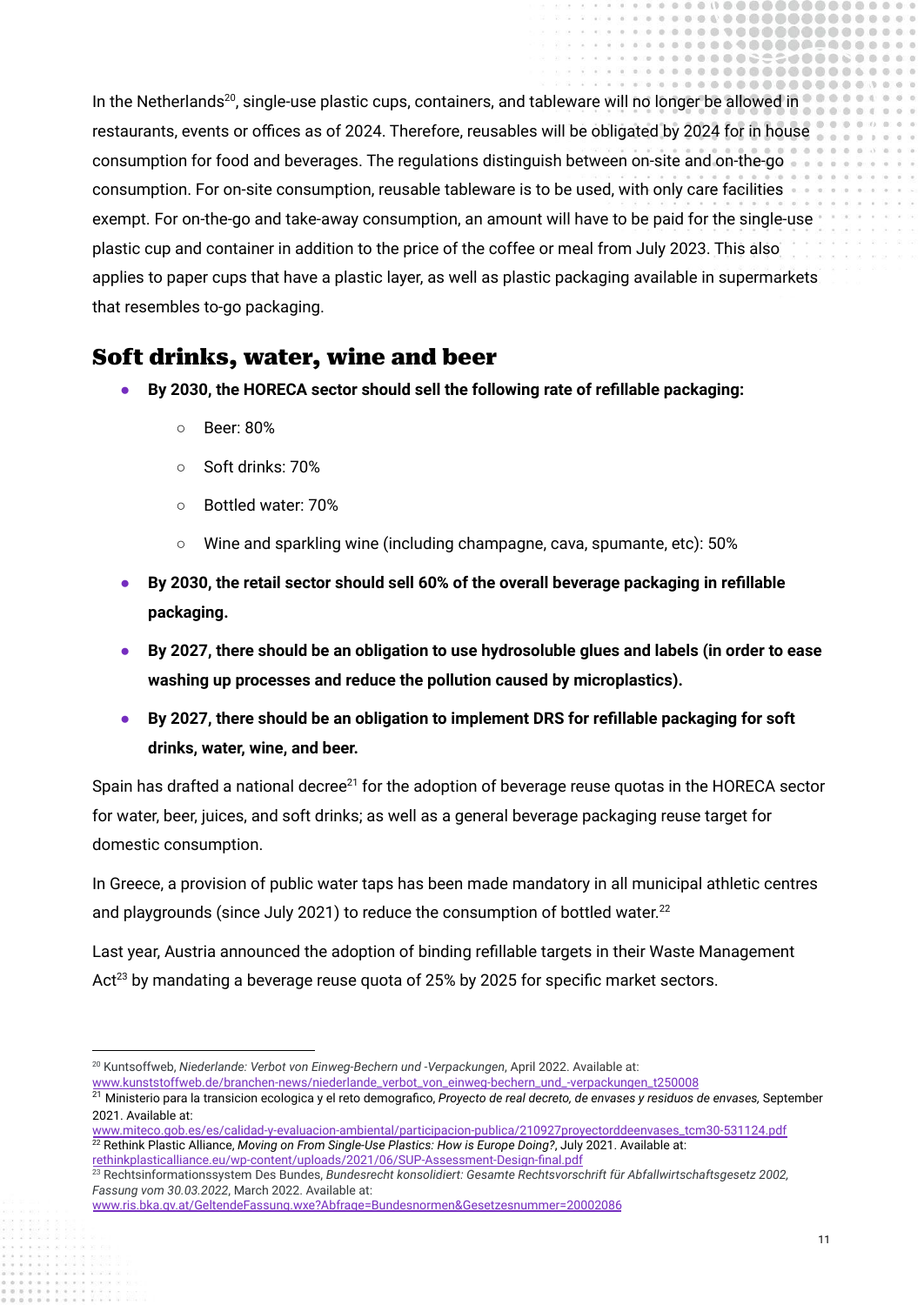In the Netherlands[20], single-use plastic cups, containers, and tableware will no longer be allowed in restaurants, events or offices as of 2024. Therefore, reusables will be obligated by 2024 for in house consumption for food and beverages. The regulations distinguish between on-site and on-the-go consumption. For on-site consumption, reusable tableware is to be used, with only care facilities exempt. For on-the-go and take-away consumption, an amount will have to be paid for the single-use plastic cup and container in addition to the price of the coffee or meal from July 2023. This also applies to paper cups that have a plastic layer, as well as plastic packaging available in supermarkets that resembles to-go packaging.

## Soft drinks, water, wine and beer

- **By 2030, the HORECA sector should sell the following rate of refillable packaging:**
  - Beer: 80%
  - Soft drinks: 70%
  - Bottled water: 70%
  - Wine and sparkling wine (including champagne, cava, spumante, etc): 50%
- **By 2030, the retail sector should sell 60% of the overall beverage packaging in refillable packaging.**
- **By 2027, there should be an obligation to use hydrosoluble glues and labels (in order to ease washing up processes and reduce the pollution caused by microplastics).**
- **By 2027, there should be an obligation to implement DRS for refillable packaging for soft drinks, water, wine, and beer.**

Spain has drafted a national decree[21] for the adoption of beverage reuse quotas in the HORECA sector for water, beer, juices, and soft drinks; as well as a general beverage packaging reuse target for domestic consumption.

In Greece, a provision of public water taps has been made mandatory in all municipal athletic centres and playgrounds (since July 2021) to reduce the consumption of bottled water.[22]

Last year, Austria announced the adoption of binding refillable targets in their Waste Management Act[23] by mandating a beverage reuse quota of 25% by 2025 for specific market sectors.

---

[20] Kuntsoffweb, *Niederlande: Verbot von Einweg-Bechern und -Verpackungen*, April 2022. Available at: www.kunststoffweb.de/branchen-news/niederlande_verbot_von_einweg-bechern_und_-verpackungen_t250008

[21] Ministerio para la transicion ecologica y el reto demografico, *Proyecto de real decreto, de envases y residuos de envases,* September 2021. Available at: www.miteco.gob.es/es/calidad-y-evaluacion-ambiental/participacion-publica/210927proyectorddeenvases_tcm30-531124.pdf

[22] Rethink Plastic Alliance, *Moving on From Single-Use Plastics: How is Europe Doing?*, July 2021. Available at: rethinkplasticalliance.eu/wp-content/uploads/2021/06/SUP-Assessment-Design-final.pdf

[23] Rechtsinformationssystem Des Bundes, *Bundesrecht konsolidiert: Gesamte Rechtsvorschrift für Abfallwirtschaftsgesetz 2002, Fassung vom 30.03.2022*, March 2022. Available at: www.ris.bka.gv.at/GeltendeFassung.wxe?Abfrage=Bundesnormen&Gesetzesnummer=20002086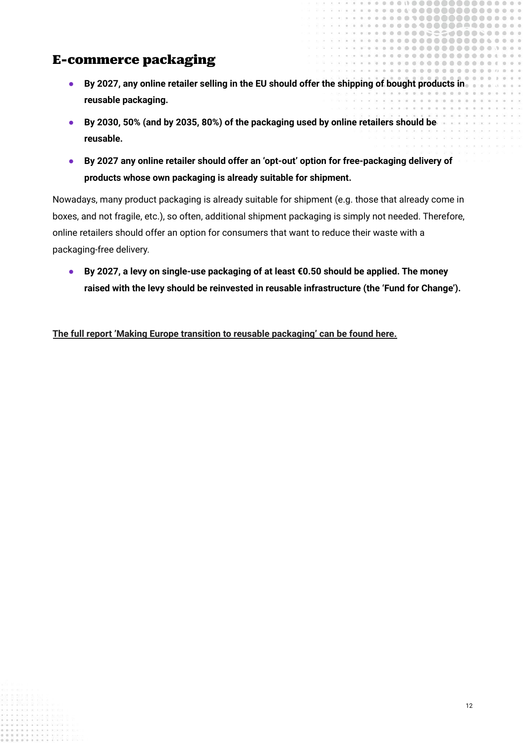## E-commerce packaging

- **By 2027, any online retailer selling in the EU should offer the shipping of bought products in reusable packaging.**
- **By 2030, 50% (and by 2035, 80%) of the packaging used by online retailers should be reusable.**
- **By 2027 any online retailer should offer an 'opt-out' option for free-packaging delivery of products whose own packaging is already suitable for shipment.**

Nowadays, many product packaging is already suitable for shipment (e.g. those that already come in boxes, and not fragile, etc.), so often, additional shipment packaging is simply not needed. Therefore, online retailers should offer an option for consumers that want to reduce their waste with a packaging-free delivery.

- **By 2027, a levy on single-use packaging of at least €0.50 should be applied. The money raised with the levy should be reinvested in reusable infrastructure (the 'Fund for Change').**

**The full report 'Making Europe transition to reusable packaging' can be found here.**